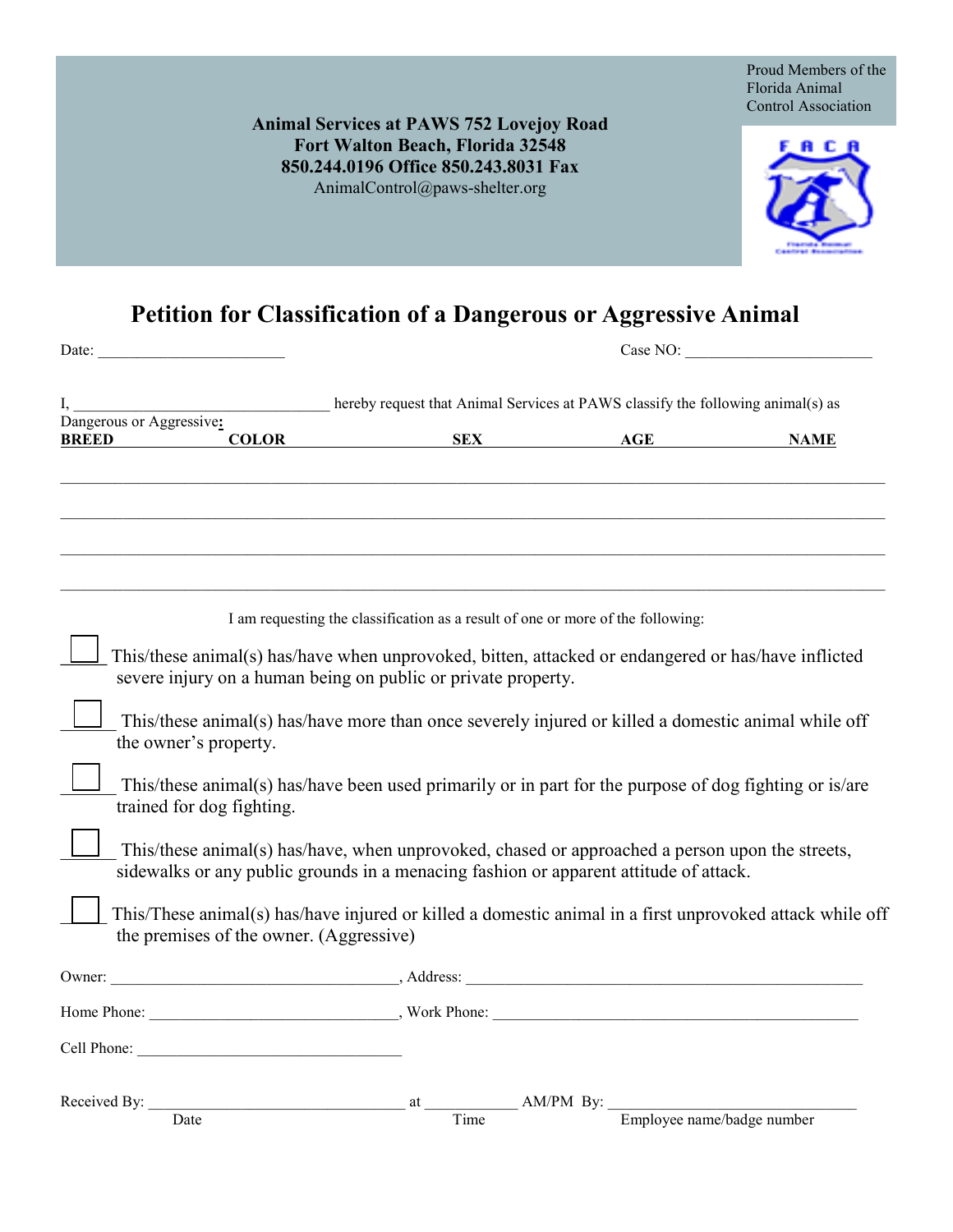Proud Members of the Florida Animal Control Association

**Animal Services at PAWS 752 Lovejoy Road**
**Fort Walton Beach, Florida 32548**
**850.244.0196 Office 850.243.8031 Fax**
AnimalControl@paws-shelter.org

# Petition for Classification of a Dangerous or Aggressive Animal

Date: ________________________ Case NO: ________________________

I, ________________________________ hereby request that Animal Services at PAWS classify the following animal(s) as Dangerous or Aggressive**:**

| BREED | COLOR | SEX | AGE | NAME |
|---|---|---|---|---|
| | | | | |
| | | | | |
| | | | | |
| | | | | |

I am requesting the classification as a result of one or more of the following:

☐ This/these animal(s) has/have when unprovoked, bitten, attacked or endangered or has/have inflicted severe injury on a human being on public or private property.

☐ This/these animal(s) has/have more than once severely injured or killed a domestic animal while off the owner's property.

☐ This/these animal(s) has/have been used primarily or in part for the purpose of dog fighting or is/are trained for dog fighting.

☐ This/these animal(s) has/have, when unprovoked, chased or approached a person upon the streets, sidewalks or any public grounds in a menacing fashion or apparent attitude of attack.

☐ This/These animal(s) has/have injured or killed a domestic animal in a first unprovoked attack while off the premises of the owner. (Aggressive)

Owner: ____________________________________, Address: ____________________________________________________

Home Phone: _______________________________, Work Phone: _______________________________________________

Cell Phone: __________________________________

Received By: ________________________________ at ___________ AM/PM By: _______________________________
Date Time Employee name/badge number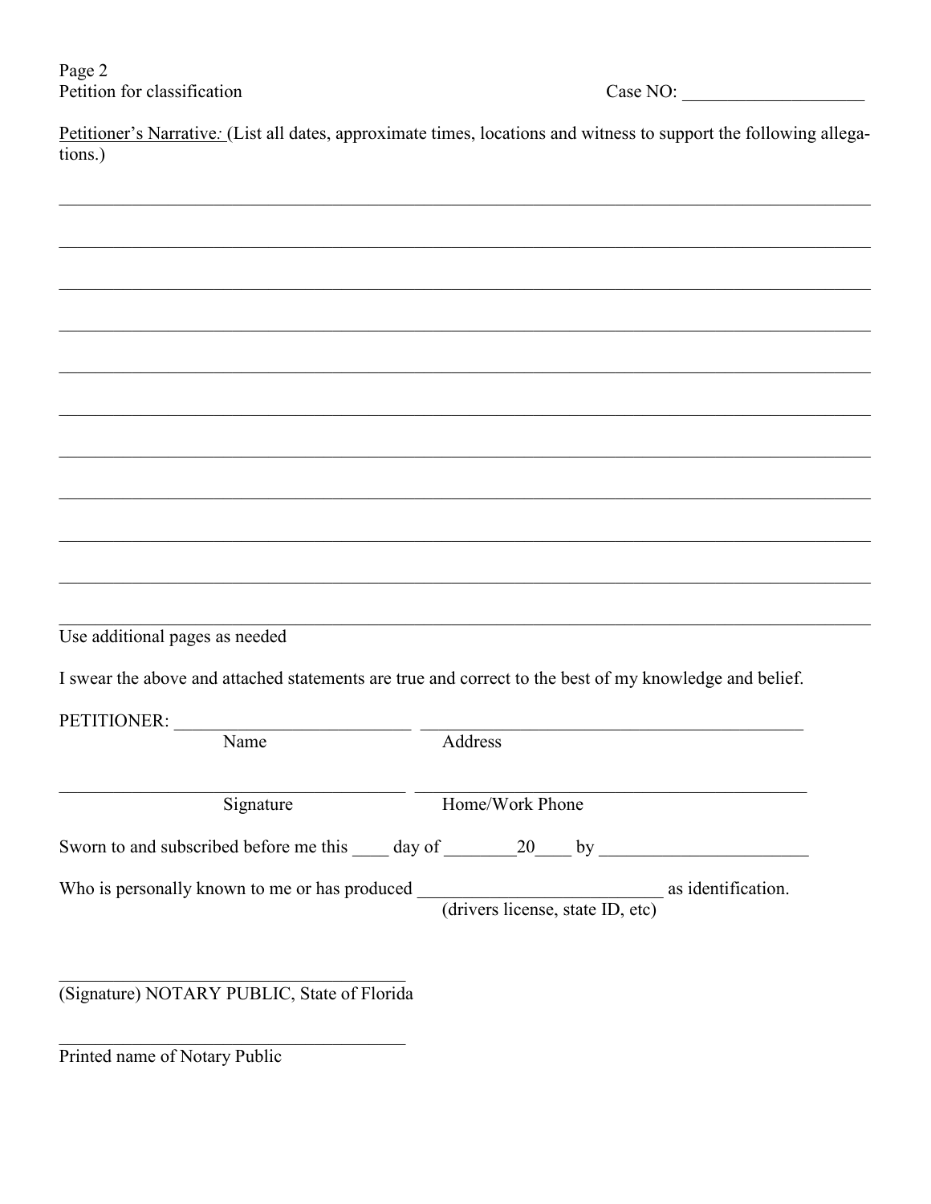Petition for classification Case NO: ____________________

<u>Petitioner's Narrative:</u> (List all dates, approximate times, locations and witness to support the following allegations.)

_______________________________________________________________________________

_______________________________________________________________________________

_______________________________________________________________________________

_______________________________________________________________________________

_______________________________________________________________________________

_______________________________________________________________________________

_______________________________________________________________________________

_______________________________________________________________________________

_______________________________________________________________________________

_______________________________________________________________________________

_______________________________________________________________________________

Use additional pages as needed

I swear the above and attached statements are true and correct to the best of my knowledge and belief.

PETITIONER: __________________________ ____________________________________________
Name Address

______________________________________ ____________________________________________
Signature Home/Work Phone

Sworn to and subscribed before me this ____ day of ________20____ by _______________________

Who is personally known to me or has produced __________________________ as identification.
(drivers license, state ID, etc)

______________________________________
(Signature) NOTARY PUBLIC, State of Florida

______________________________________
Printed name of Notary Public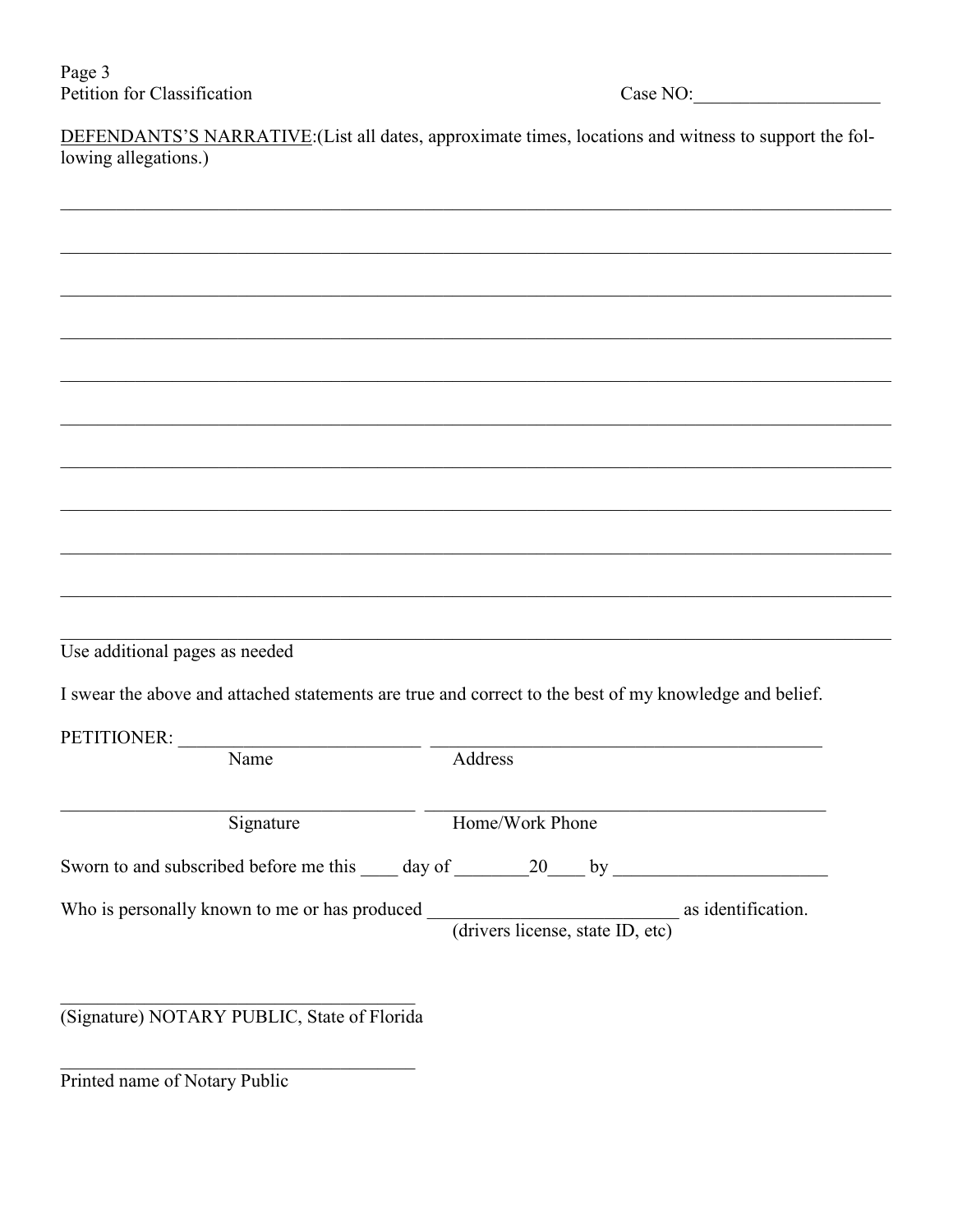Petition for Classification

Case NO:\_\_\_\_\_\_\_\_\_\_\_\_\_\_\_\_\_\_\_\_

DEFENDANTS'S NARRATIVE:(List all dates, approximate times, locations and witness to support the following allegations.)

\_\_\_\_\_\_\_\_\_\_\_\_\_\_\_\_\_\_\_\_\_\_\_\_\_\_\_\_\_\_\_\_\_\_\_\_\_\_\_\_\_\_\_\_\_\_\_\_\_\_\_\_\_\_\_\_\_\_\_\_\_\_\_\_\_\_\_\_\_\_\_\_\_\_\_\_\_\_

\_\_\_\_\_\_\_\_\_\_\_\_\_\_\_\_\_\_\_\_\_\_\_\_\_\_\_\_\_\_\_\_\_\_\_\_\_\_\_\_\_\_\_\_\_\_\_\_\_\_\_\_\_\_\_\_\_\_\_\_\_\_\_\_\_\_\_\_\_\_\_\_\_\_\_\_\_\_

\_\_\_\_\_\_\_\_\_\_\_\_\_\_\_\_\_\_\_\_\_\_\_\_\_\_\_\_\_\_\_\_\_\_\_\_\_\_\_\_\_\_\_\_\_\_\_\_\_\_\_\_\_\_\_\_\_\_\_\_\_\_\_\_\_\_\_\_\_\_\_\_\_\_\_\_\_\_

\_\_\_\_\_\_\_\_\_\_\_\_\_\_\_\_\_\_\_\_\_\_\_\_\_\_\_\_\_\_\_\_\_\_\_\_\_\_\_\_\_\_\_\_\_\_\_\_\_\_\_\_\_\_\_\_\_\_\_\_\_\_\_\_\_\_\_\_\_\_\_\_\_\_\_\_\_\_

\_\_\_\_\_\_\_\_\_\_\_\_\_\_\_\_\_\_\_\_\_\_\_\_\_\_\_\_\_\_\_\_\_\_\_\_\_\_\_\_\_\_\_\_\_\_\_\_\_\_\_\_\_\_\_\_\_\_\_\_\_\_\_\_\_\_\_\_\_\_\_\_\_\_\_\_\_\_

\_\_\_\_\_\_\_\_\_\_\_\_\_\_\_\_\_\_\_\_\_\_\_\_\_\_\_\_\_\_\_\_\_\_\_\_\_\_\_\_\_\_\_\_\_\_\_\_\_\_\_\_\_\_\_\_\_\_\_\_\_\_\_\_\_\_\_\_\_\_\_\_\_\_\_\_\_\_

\_\_\_\_\_\_\_\_\_\_\_\_\_\_\_\_\_\_\_\_\_\_\_\_\_\_\_\_\_\_\_\_\_\_\_\_\_\_\_\_\_\_\_\_\_\_\_\_\_\_\_\_\_\_\_\_\_\_\_\_\_\_\_\_\_\_\_\_\_\_\_\_\_\_\_\_\_\_

\_\_\_\_\_\_\_\_\_\_\_\_\_\_\_\_\_\_\_\_\_\_\_\_\_\_\_\_\_\_\_\_\_\_\_\_\_\_\_\_\_\_\_\_\_\_\_\_\_\_\_\_\_\_\_\_\_\_\_\_\_\_\_\_\_\_\_\_\_\_\_\_\_\_\_\_\_\_

\_\_\_\_\_\_\_\_\_\_\_\_\_\_\_\_\_\_\_\_\_\_\_\_\_\_\_\_\_\_\_\_\_\_\_\_\_\_\_\_\_\_\_\_\_\_\_\_\_\_\_\_\_\_\_\_\_\_\_\_\_\_\_\_\_\_\_\_\_\_\_\_\_\_\_\_\_\_

\_\_\_\_\_\_\_\_\_\_\_\_\_\_\_\_\_\_\_\_\_\_\_\_\_\_\_\_\_\_\_\_\_\_\_\_\_\_\_\_\_\_\_\_\_\_\_\_\_\_\_\_\_\_\_\_\_\_\_\_\_\_\_\_\_\_\_\_\_\_\_\_\_\_\_\_\_\_

\_\_\_\_\_\_\_\_\_\_\_\_\_\_\_\_\_\_\_\_\_\_\_\_\_\_\_\_\_\_\_\_\_\_\_\_\_\_\_\_\_\_\_\_\_\_\_\_\_\_\_\_\_\_\_\_\_\_\_\_\_\_\_\_\_\_\_\_\_\_\_\_\_\_\_\_\_\_

Use additional pages as needed

I swear the above and attached statements are true and correct to the best of my knowledge and belief.

PETITIONER: \_\_\_\_\_\_\_\_\_\_\_\_\_\_\_\_\_\_\_\_\_\_\_\_\_\_ \_\_\_\_\_\_\_\_\_\_\_\_\_\_\_\_\_\_\_\_\_\_\_\_\_\_\_\_\_\_\_\_\_\_\_\_\_\_\_\_\_\_\_
Name Address

\_\_\_\_\_\_\_\_\_\_\_\_\_\_\_\_\_\_\_\_\_\_\_\_\_\_\_\_\_\_\_\_\_\_\_\_\_\_\_ \_\_\_\_\_\_\_\_\_\_\_\_\_\_\_\_\_\_\_\_\_\_\_\_\_\_\_\_\_\_\_\_\_\_\_\_\_\_\_\_\_\_\_
Signature Home/Work Phone

Sworn to and subscribed before me this \_\_\_\_ day of \_\_\_\_\_\_\_\_20\_\_\_\_ by \_\_\_\_\_\_\_\_\_\_\_\_\_\_\_\_\_\_\_\_\_\_\_

Who is personally known to me or has produced \_\_\_\_\_\_\_\_\_\_\_\_\_\_\_\_\_\_\_\_\_\_\_\_\_\_ as identification.
(drivers license, state ID, etc)

\_\_\_\_\_\_\_\_\_\_\_\_\_\_\_\_\_\_\_\_\_\_\_\_\_\_\_\_\_\_\_\_\_\_\_\_\_\_\_
(Signature) NOTARY PUBLIC, State of Florida

\_\_\_\_\_\_\_\_\_\_\_\_\_\_\_\_\_\_\_\_\_\_\_\_\_\_\_\_\_\_\_\_\_\_\_\_\_\_\_
Printed name of Notary Public